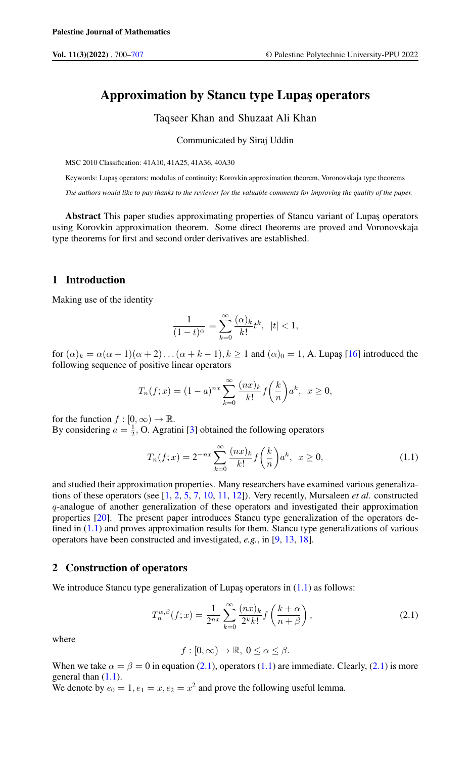# Approximation by Stancu type Lupaş operators

Taqseer Khan and Shuzaat Ali Khan

Communicated by Siraj Uddin

MSC 2010 Classification: 41A10, 41A25, 41A36, 40A30

Keywords: Lupaş operators; modulus of continuity; Korovkin approximation theorem, Voronovskaja type theorems

*The authors would like to pay thanks to the reviewer for the valuable comments for improving the quality of the paper.*

**Abstract** This paper studies approximating properties of Stancu variant of Lupaş operators using Korovkin approximation theorem. Some direct theorems are proved and Voronovskaja type theorems for first and second order derivatives are established.

## 1 Introduction

Making use of the identity

$$\frac{1}{(1-t)^{\alpha}} = \sum_{k=0}^{\infty} \frac{(\alpha)_k}{k!} t^k, \;\; |t| < 1,$$

for $(\alpha)_k = \alpha(\alpha+1)(\alpha+2)\dots(\alpha+k-1), k \geq 1$ and $(\alpha)_0 = 1$, A. Lupaş [16] introduced the following sequence of positive linear operators

$$T_n(f;x) = (1-a)^{nx} \sum_{k=0}^{\infty} \frac{(nx)_k}{k!} f\left(\frac{k}{n}\right) a^k, \;\; x \geq 0,$$

for the function $f : [0,\infty) \to \mathbb{R}$.
By considering $a = \frac{1}{2}$, O. Agratini [3] obtained the following operators

$$T_n(f;x) = 2^{-nx} \sum_{k=0}^{\infty} \frac{(nx)_k}{k!} f\left(\frac{k}{n}\right) a^k, \;\; x \geq 0, \tag{1.1}$$

and studied their approximation properties. Many researchers have examined various generalizations of these operators (see [1, 2, 5, 7, 10, 11, 12]). Very recently, Mursaleen *et al.* constructed $q$-analogue of another generalization of these operators and investigated their approximation properties [20]. The present paper introduces Stancu type generalization of the operators defined in (1.1) and proves approximation results for them. Stancu type generalizations of various operators have been constructed and investigated, *e.g.*, in [9, 13, 18].

## 2 Construction of operators

We introduce Stancu type generalization of Lupaş operators in (1.1) as follows:

$$T_n^{\alpha,\beta}(f;x) = \frac{1}{2^{nx}} \sum_{k=0}^{\infty} \frac{(nx)_k}{2^k k!} f\left(\frac{k+\alpha}{n+\beta}\right), \tag{2.1}$$

where

$$f : [0,\infty) \to \mathbb{R}, \; 0 \leq \alpha \leq \beta.$$

When we take $\alpha = \beta = 0$ in equation (2.1), operators (1.1) are immediate. Clearly, (2.1) is more general than (1.1).
We denote by $e_0 = 1, e_1 = x, e_2 = x^2$ and prove the following useful lemma.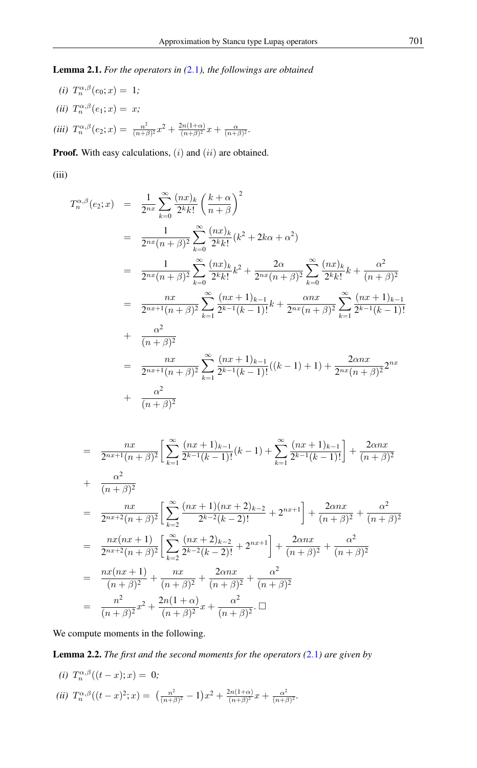**Lemma 2.1.** *For the operators in (2.1), the followings are obtained*

*(i)* $T_n^{\alpha,\beta}(e_0;x) = 1$*;*

*(ii)* $T_n^{\alpha,\beta}(e_1;x) = x$*;*

*(iii)* $T_n^{\alpha,\beta}(e_2;x) = \frac{n^2}{(n+\beta)^2}x^2 + \frac{2n(1+\alpha)}{(n+\beta)^2}x + \frac{\alpha}{(n+\beta)^2}$.

**Proof.** With easy calculations, $(i)$ and $(ii)$ are obtained.

(iii)

$$
\begin{aligned}
T_n^{\alpha,\beta}(e_2;x) &= \frac{1}{2^{nx}}\sum_{k=0}^{\infty}\frac{(nx)_k}{2^k k!}\left(\frac{k+\alpha}{n+\beta}\right)^2 \\
&= \frac{1}{2^{nx}(n+\beta)^2}\sum_{k=0}^{\infty}\frac{(nx)_k}{2^k k!}(k^2+2k\alpha+\alpha^2) \\
&= \frac{1}{2^{nx}(n+\beta)^2}\sum_{k=0}^{\infty}\frac{(nx)_k}{2^k k!}k^2 + \frac{2\alpha}{2^{nx}(n+\beta)^2}\sum_{k=0}^{\infty}\frac{(nx)_k}{2^k k!}k + \frac{\alpha^2}{(n+\beta)^2} \\
&= \frac{nx}{2^{nx+1}(n+\beta)^2}\sum_{k=1}^{\infty}\frac{(nx+1)_{k-1}}{2^{k-1}(k-1)!}k + \frac{\alpha nx}{2^{nx}(n+\beta)^2}\sum_{k=1}^{\infty}\frac{(nx+1)_{k-1}}{2^{k-1}(k-1)!} \\
&+ \frac{\alpha^2}{(n+\beta)^2} \\
&= \frac{nx}{2^{nx+1}(n+\beta)^2}\sum_{k=1}^{\infty}\frac{(nx+1)_{k-1}}{2^{k-1}(k-1)!}((k-1)+1) + \frac{2\alpha nx}{2^{nx}(n+\beta)^2}2^{nx} \\
&+ \frac{\alpha^2}{(n+\beta)^2} \\
&= \frac{nx}{2^{nx+1}(n+\beta)^2}\Big[\sum_{k=1}^{\infty}\frac{(nx+1)_{k-1}}{2^{k-1}(k-1)!}(k-1) + \sum_{k=1}^{\infty}\frac{(nx+1)_{k-1}}{2^{k-1}(k-1)!}\Big] + \frac{2\alpha nx}{(n+\beta)^2} \\
&+ \frac{\alpha^2}{(n+\beta)^2} \\
&= \frac{nx}{2^{nx+2}(n+\beta)^2}\Big[\sum_{k=2}^{\infty}\frac{(nx+1)(nx+2)_{k-2}}{2^{k-2}(k-2)!} + 2^{nx+1}\Big] + \frac{2\alpha nx}{(n+\beta)^2} + \frac{\alpha^2}{(n+\beta)^2} \\
&= \frac{nx(nx+1)}{2^{nx+2}(n+\beta)^2}\Big[\sum_{k=2}^{\infty}\frac{(nx+2)_{k-2}}{2^{k-2}(k-2)!} + 2^{nx+1}\Big] + \frac{2\alpha nx}{(n+\beta)^2} + \frac{\alpha^2}{(n+\beta)^2} \\
&= \frac{nx(nx+1)}{(n+\beta)^2} + \frac{nx}{(n+\beta)^2} + \frac{2\alpha nx}{(n+\beta)^2} + \frac{\alpha^2}{(n+\beta)^2} \\
&= \frac{n^2}{(n+\beta)^2}x^2 + \frac{2n(1+\alpha)}{(n+\beta)^2}x + \frac{\alpha^2}{(n+\beta)^2}. \ \square
\end{aligned}
$$

We compute moments in the following.

**Lemma 2.2.** *The first and the second moments for the operators (2.1) are given by*

*(i)* $T_n^{\alpha,\beta}((t-x);x) = 0$*;*

*(ii)* $T_n^{\alpha,\beta}((t-x)^2;x) = \left(\frac{n^2}{(n+\beta)^2} - 1\right)x^2 + \frac{2n(1+\alpha)}{(n+\beta)^2}x + \frac{\alpha^2}{(n+\beta)^2}$.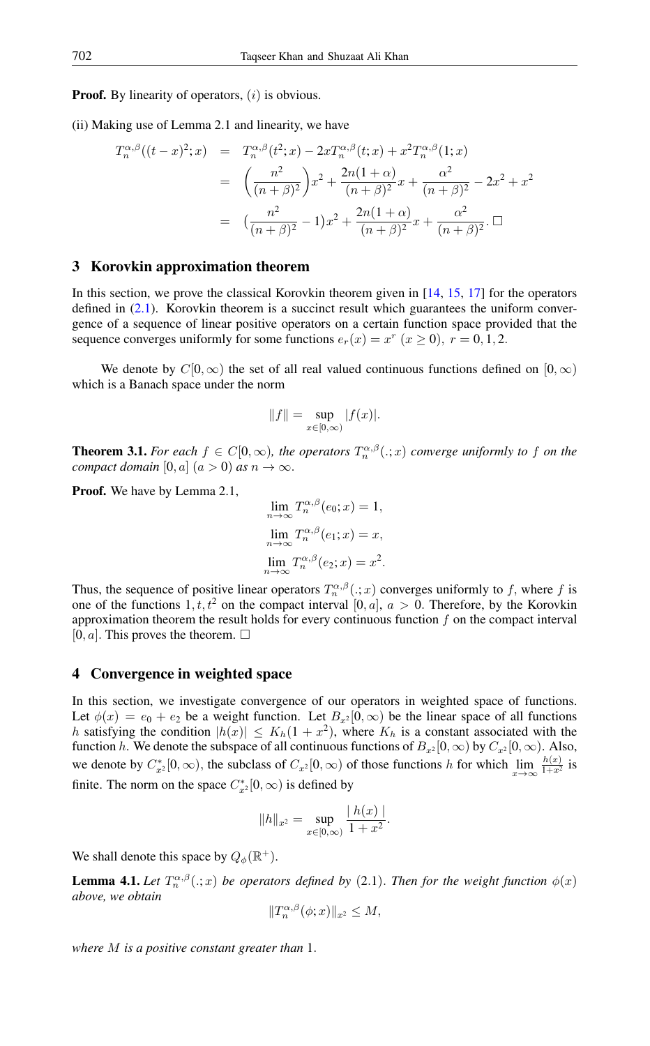**Proof.** By linearity of operators, $(i)$ is obvious.

(ii) Making use of Lemma 2.1 and linearity, we have

$$
\begin{aligned}
T_n^{\alpha,\beta}((t-x)^2;x) &= T_n^{\alpha,\beta}(t^2;x) - 2xT_n^{\alpha,\beta}(t;x) + x^2T_n^{\alpha,\beta}(1;x) \\
&= \left(\frac{n^2}{(n+\beta)^2}\right)x^2 + \frac{2n(1+\alpha)}{(n+\beta)^2}x + \frac{\alpha^2}{(n+\beta)^2} - 2x^2 + x^2 \\
&= \left(\frac{n^2}{(n+\beta)^2} - 1\right)x^2 + \frac{2n(1+\alpha)}{(n+\beta)^2}x + \frac{\alpha^2}{(n+\beta)^2}. \ \square
\end{aligned}
$$

## 3 Korovkin approximation theorem

In this section, we prove the classical Korovkin theorem given in [14, 15, 17] for the operators defined in (2.1). Korovkin theorem is a succinct result which guarantees the uniform convergence of a sequence of linear positive operators on a certain function space provided that the sequence converges uniformly for some functions $e_r(x) = x^r \ (x \geq 0), \ r = 0, 1, 2$.

We denote by $C[0,\infty)$ the set of all real valued continuous functions defined on $[0,\infty)$ which is a Banach space under the norm

$$\|f\| = \sup_{x\in[0,\infty)} |f(x)|.$$

**Theorem 3.1.** *For each $f \in C[0,\infty)$, the operators $T_n^{\alpha,\beta}(.;x)$ converge uniformly to $f$ on the compact domain $[0,a]$ $(a > 0)$ as $n \to \infty$.*

**Proof.** We have by Lemma 2.1,

$$\lim_{n\to\infty} T_n^{\alpha,\beta}(e_0;x) = 1,$$
$$\lim_{n\to\infty} T_n^{\alpha,\beta}(e_1;x) = x,$$
$$\lim_{n\to\infty} T_n^{\alpha,\beta}(e_2;x) = x^2.$$

Thus, the sequence of positive linear operators $T_n^{\alpha,\beta}(.;x)$ converges uniformly to $f$, where $f$ is one of the functions $1, t, t^2$ on the compact interval $[0,a]$, $a > 0$. Therefore, by the Korovkin approximation theorem the result holds for every continuous function $f$ on the compact interval $[0,a]$. This proves the theorem. $\square$

## 4 Convergence in weighted space

In this section, we investigate convergence of our operators in weighted space of functions. Let $\phi(x) = e_0 + e_2$ be a weight function. Let $B_{x^2}[0,\infty)$ be the linear space of all functions $h$ satisfying the condition $|h(x)| \leq K_h(1+x^2)$, where $K_h$ is a constant associated with the function $h$. We denote the subspace of all continuous functions of $B_{x^2}[0,\infty)$ by $C_{x^2}[0,\infty)$. Also, we denote by $C^*_{x^2}[0,\infty)$, the subclass of $C_{x^2}[0,\infty)$ of those functions $h$ for which $\lim\limits_{x\to\infty} \frac{h(x)}{1+x^2}$ is finite. The norm on the space $C^*_{x^2}[0,\infty)$ is defined by

$$\|h\|_{x^2} = \sup_{x\in[0,\infty)} \frac{|\,h(x)\,|}{1+x^2}.$$

We shall denote this space by $Q_\phi(\mathbb{R}^+)$.

**Lemma 4.1.** *Let $T_n^{\alpha,\beta}(.;x)$ be operators defined by (2.1). Then for the weight function $\phi(x)$ above, we obtain*

$$\|T_n^{\alpha,\beta}(\phi;x)\|_{x^2} \leq M,$$

*where $M$ is a positive constant greater than 1.*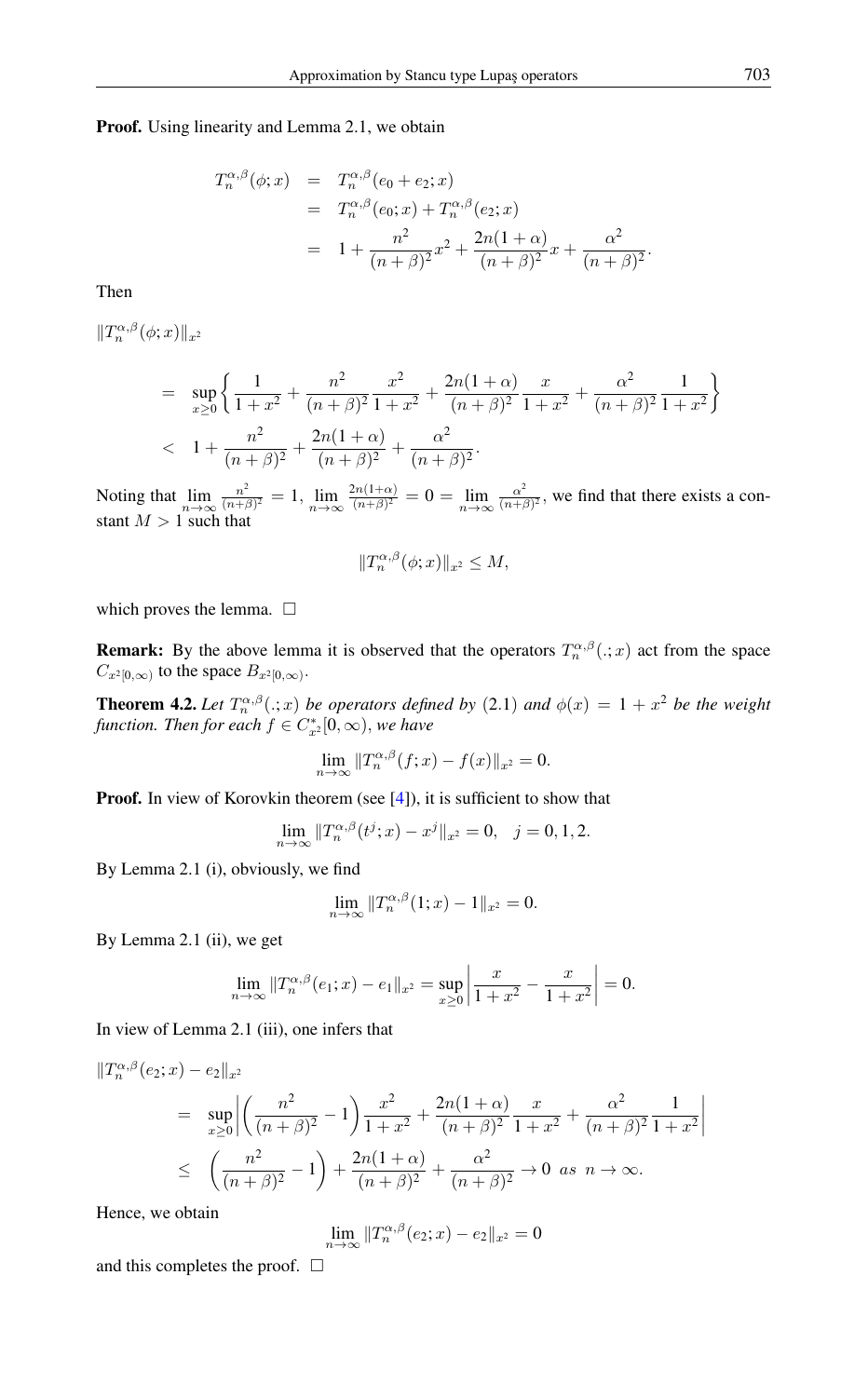**Proof.** Using linearity and Lemma 2.1, we obtain

$$
\begin{aligned}
T_n^{\alpha,\beta}(\phi;x) &= T_n^{\alpha,\beta}(e_0+e_2;x) \\
&= T_n^{\alpha,\beta}(e_0;x) + T_n^{\alpha,\beta}(e_2;x) \\
&= 1 + \frac{n^2}{(n+\beta)^2}x^2 + \frac{2n(1+\alpha)}{(n+\beta)^2}x + \frac{\alpha^2}{(n+\beta)^2}.
\end{aligned}
$$

Then

$$
\begin{aligned}
&\|T_n^{\alpha,\beta}(\phi;x)\|_{x^2} \\
&= \sup_{x\geq 0}\left\{ \frac{1}{1+x^2} + \frac{n^2}{(n+\beta)^2}\frac{x^2}{1+x^2} + \frac{2n(1+\alpha)}{(n+\beta)^2}\frac{x}{1+x^2} + \frac{\alpha^2}{(n+\beta)^2}\frac{1}{1+x^2} \right\} \\
&< 1 + \frac{n^2}{(n+\beta)^2} + \frac{2n(1+\alpha)}{(n+\beta)^2} + \frac{\alpha^2}{(n+\beta)^2}.
\end{aligned}
$$

Noting that $\lim_{n\to\infty} \frac{n^2}{(n+\beta)^2} = 1$, $\lim_{n\to\infty} \frac{2n(1+\alpha)}{(n+\beta)^2} = 0 = \lim_{n\to\infty} \frac{\alpha^2}{(n+\beta)^2}$, we find that there exists a constant $M > 1$ such that

$$
\|T_n^{\alpha,\beta}(\phi;x)\|_{x^2} \leq M,
$$

which proves the lemma. □

**Remark:** By the above lemma it is observed that the operators $T_n^{\alpha,\beta}(.;x)$ act from the space $C_{x^2[0,\infty)}$ to the space $B_{x^2[0,\infty)}$.

**Theorem 4.2.** *Let $T_n^{\alpha,\beta}(.;x)$ be operators defined by* (2.1) *and $\phi(x) = 1+x^2$ be the weight function. Then for each $f \in C^*_{x^2}[0,\infty)$, we have*

$$
\lim_{n\to\infty} \|T_n^{\alpha,\beta}(f;x) - f(x)\|_{x^2} = 0.
$$

**Proof.** In view of Korovkin theorem (see [4]), it is sufficient to show that

$$
\lim_{n\to\infty} \|T_n^{\alpha,\beta}(t^j;x) - x^j\|_{x^2} = 0, \quad j = 0,1,2.
$$

By Lemma 2.1 (i), obviously, we find

$$
\lim_{n\to\infty} \|T_n^{\alpha,\beta}(1;x) - 1\|_{x^2} = 0.
$$

By Lemma 2.1 (ii), we get

$$
\lim_{n\to\infty} \|T_n^{\alpha,\beta}(e_1;x) - e_1\|_{x^2} = \sup_{x\geq 0}\left| \frac{x}{1+x^2} - \frac{x}{1+x^2} \right| = 0.
$$

In view of Lemma 2.1 (iii), one infers that

$$
\begin{aligned}
&\|T_n^{\alpha,\beta}(e_2;x) - e_2\|_{x^2} \\
&= \sup_{x\geq 0}\left| \left(\frac{n^2}{(n+\beta)^2} - 1\right)\frac{x^2}{1+x^2} + \frac{2n(1+\alpha)}{(n+\beta)^2}\frac{x}{1+x^2} + \frac{\alpha^2}{(n+\beta)^2}\frac{1}{1+x^2} \right| \\
&\leq \left(\frac{n^2}{(n+\beta)^2} - 1\right) + \frac{2n(1+\alpha)}{(n+\beta)^2} + \frac{\alpha^2}{(n+\beta)^2} \to 0 \ \ as \ \ n\to\infty.
\end{aligned}
$$

Hence, we obtain

$$
\lim_{n\to\infty} \|T_n^{\alpha,\beta}(e_2;x) - e_2\|_{x^2} = 0
$$

and this completes the proof. □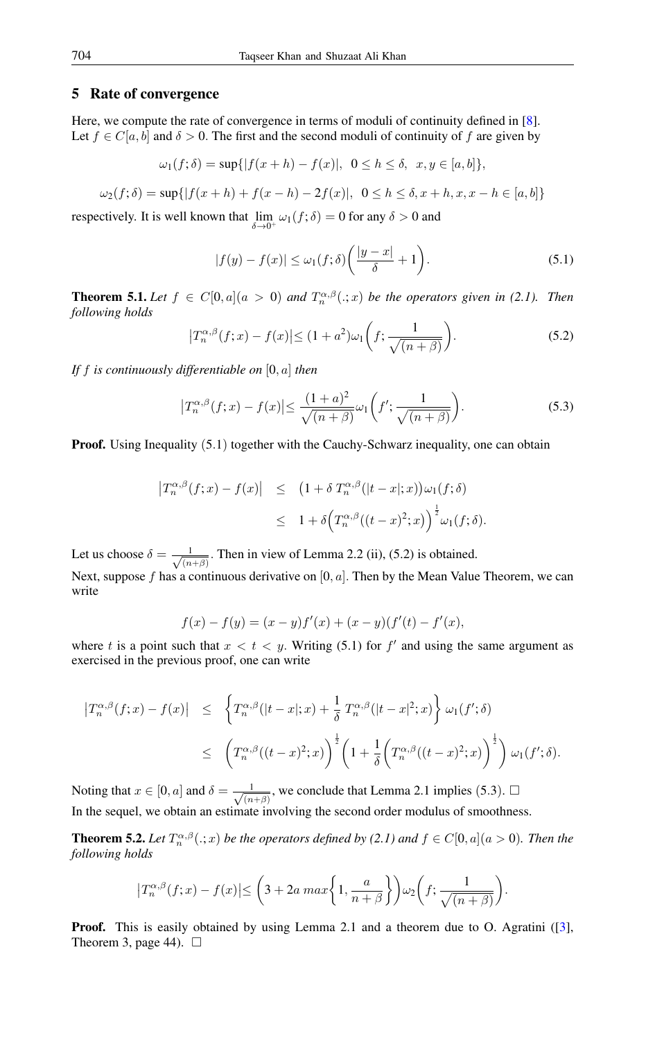## 5 Rate of convergence

Here, we compute the rate of convergence in terms of moduli of continuity defined in [8]. Let $f \in C[a,b]$ and $\delta > 0$. The first and the second moduli of continuity of $f$ are given by

$$\omega_1(f;\delta) = \sup\{|f(x+h) - f(x)|,\ \ 0 \le h \le \delta,\ \ x, y \in [a,b]\},$$

$$\omega_2(f;\delta) = \sup\{|f(x+h) + f(x-h) - 2f(x)|,\ \ 0 \le h \le \delta, x+h, x, x-h \in [a,b]\}$$

respectively. It is well known that $\lim\limits_{\delta \to 0^+} \omega_1(f;\delta) = 0$ for any $\delta > 0$ and

$$|f(y) - f(x)| \le \omega_1(f;\delta)\left(\frac{|y-x|}{\delta} + 1\right). \tag{5.1}$$

**Theorem 5.1.** *Let $f \in C[0,a] (a > 0)$ and $T_n^{\alpha,\beta}(.;x)$ be the operators given in (2.1). Then following holds*

$$\left|T_n^{\alpha,\beta}(f;x) - f(x)\right| \le (1 + a^2)\omega_1\left(f; \frac{1}{\sqrt{(n+\beta)}}\right). \tag{5.2}$$

*If $f$ is continuously differentiable on $[0,a]$ then*

$$\left|T_n^{\alpha,\beta}(f;x) - f(x)\right| \le \frac{(1+a)^2}{\sqrt{(n+\beta)}}\omega_1\left(f'; \frac{1}{\sqrt{(n+\beta)}}\right). \tag{5.3}$$

**Proof.** Using Inequality (5.1) together with the Cauchy-Schwarz inequality, one can obtain

$$\begin{aligned}
\left|T_n^{\alpha,\beta}(f;x) - f(x)\right| &\le \left(1 + \delta\, T_n^{\alpha,\beta}(|t-x|;x)\right)\omega_1(f;\delta) \\
&\le 1 + \delta\Big(T_n^{\alpha,\beta}((t-x)^2;x)\Big)^{\frac{1}{2}}\omega_1(f;\delta).
\end{aligned}$$

Let us choose $\delta = \frac{1}{\sqrt{(n+\beta)}}$. Then in view of Lemma 2.2 (ii), (5.2) is obtained.

Next, suppose $f$ has a continuous derivative on $[0,a]$. Then by the Mean Value Theorem, we can write

$$f(x) - f(y) = (x-y)f'(x) + (x-y)(f'(t) - f'(x)),$$

where $t$ is a point such that $x < t < y$. Writing (5.1) for $f'$ and using the same argument as exercised in the previous proof, one can write

$$\begin{aligned}
\left|T_n^{\alpha,\beta}(f;x) - f(x)\right| &\le \left\{T_n^{\alpha,\beta}(|t-x|;x) + \frac{1}{\delta}\, T_n^{\alpha,\beta}(|t-x|^2;x)\right\}\omega_1(f';\delta) \\
&\le \left(T_n^{\alpha,\beta}((t-x)^2;x)\right)^{\frac{1}{2}}\left(1 + \frac{1}{\delta}\left(T_n^{\alpha,\beta}((t-x)^2;x)\right)^{\frac{1}{2}}\right)\omega_1(f';\delta).
\end{aligned}$$

Noting that $x \in [0,a]$ and $\delta = \frac{1}{\sqrt{(n+\beta)}}$, we conclude that Lemma 2.1 implies (5.3). □

In the sequel, we obtain an estimate involving the second order modulus of smoothness.

**Theorem 5.2.** *Let $T_n^{\alpha,\beta}(.;x)$ be the operators defined by (2.1) and $f \in C[0,a] (a > 0)$. Then the following holds*

$$\left|T_n^{\alpha,\beta}(f;x) - f(x)\right| \le \left(3 + 2a\, max\left\{1, \frac{a}{n+\beta}\right\}\right)\omega_2\left(f; \frac{1}{\sqrt{(n+\beta)}}\right).$$

**Proof.** This is easily obtained by using Lemma 2.1 and a theorem due to O. Agratini ([3], Theorem 3, page 44). □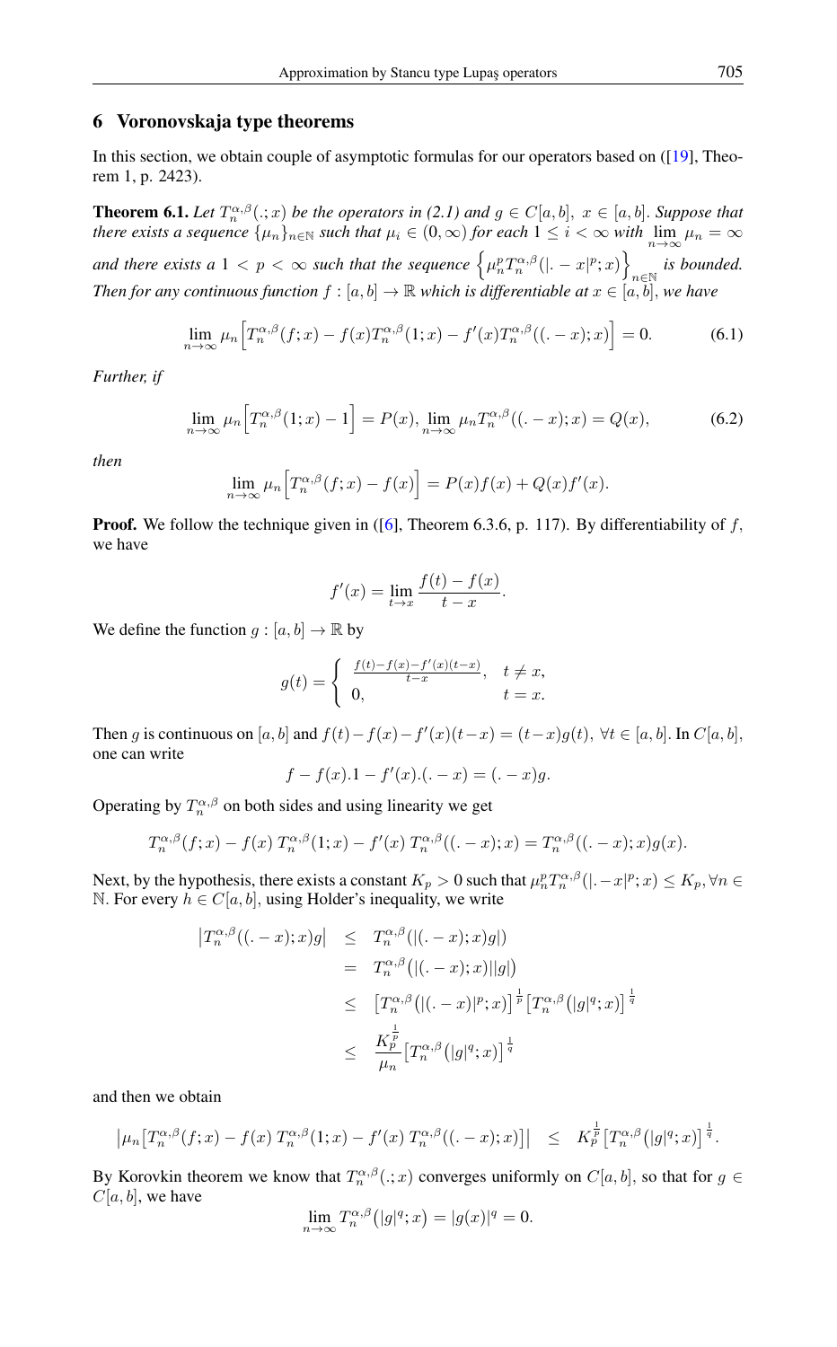## 6 Voronovskaja type theorems

In this section, we obtain couple of asymptotic formulas for our operators based on ([19], Theorem 1, p. 2423).

**Theorem 6.1.** *Let $T_n^{\alpha,\beta}(.;x)$ be the operators in (2.1) and $g \in C[a,b],\ x \in [a,b]$. Suppose that there exists a sequence $\{\mu_n\}_{n\in\mathbb{N}}$ such that $\mu_i \in (0,\infty)$ for each $1 \leq i < \infty$ with $\lim_{n\to\infty} \mu_n = \infty$ and there exists a $1 < p < \infty$ such that the sequence $\left\{\mu_n^p T_n^{\alpha,\beta}(|. - x|^p; x)\right\}_{n\in\mathbb{N}}$ is bounded. Then for any continuous function $f : [a,b] \to \mathbb{R}$ which is differentiable at $x \in [a,b]$, we have*

$$\lim_{n\to\infty} \mu_n \Big[T_n^{\alpha,\beta}(f;x) - f(x) T_n^{\alpha,\beta}(1;x) - f'(x) T_n^{\alpha,\beta}((. - x);x)\Big] = 0. \tag{6.1}$$

*Further, if*

$$\lim_{n\to\infty} \mu_n \Big[T_n^{\alpha,\beta}(1;x) - 1\Big] = P(x),\ \lim_{n\to\infty} \mu_n T_n^{\alpha,\beta}((. - x);x) = Q(x), \tag{6.2}$$

*then*

$$\lim_{n\to\infty} \mu_n \Big[T_n^{\alpha,\beta}(f;x) - f(x)\Big] = P(x)f(x) + Q(x)f'(x).$$

**Proof.** We follow the technique given in ([6], Theorem 6.3.6, p. 117). By differentiability of $f$, we have

$$f'(x) = \lim_{t\to x} \frac{f(t) - f(x)}{t - x}.$$

We define the function $g : [a,b] \to \mathbb{R}$ by

$$g(t) = \begin{cases} \frac{f(t) - f(x) - f'(x)(t-x)}{t-x}, & t \neq x, \\ 0, & t = x. \end{cases}$$

Then $g$ is continuous on $[a,b]$ and $f(t) - f(x) - f'(x)(t-x) = (t-x)g(t),\ \forall t \in [a,b]$. In $C[a,b]$, one can write

$$f - f(x).1 - f'(x).(. - x) = (. - x)g.$$

Operating by $T_n^{\alpha,\beta}$ on both sides and using linearity we get

$$T_n^{\alpha,\beta}(f;x) - f(x)\, T_n^{\alpha,\beta}(1;x) - f'(x)\, T_n^{\alpha,\beta}((. - x);x) = T_n^{\alpha,\beta}((. - x);x)g(x).$$

Next, by the hypothesis, there exists a constant $K_p > 0$ such that $\mu_n^p T_n^{\alpha,\beta}(|. - x|^p; x) \leq K_p, \forall n \in \mathbb{N}$. For every $h \in C[a,b]$, using Holder's inequality, we write

$$\begin{aligned}
\left|T_n^{\alpha,\beta}((. - x);x)g\right| &\leq T_n^{\alpha,\beta}(|(. - x);x)g|) \\
&= T_n^{\alpha,\beta}\big(|(. - x);x)||g|\big) \\
&\leq \left[T_n^{\alpha,\beta}\big(|(. - x)|^p;x\big)\right]^{\frac{1}{p}} \left[T_n^{\alpha,\beta}\big(|g|^q;x\big)\right]^{\frac{1}{q}} \\
&\leq \frac{K_p^{\frac{1}{p}}}{\mu_n} \left[T_n^{\alpha,\beta}\big(|g|^q;x\big)\right]^{\frac{1}{q}}
\end{aligned}$$

and then we obtain

$$\left|\mu_n\big[T_n^{\alpha,\beta}(f;x) - f(x)\, T_n^{\alpha,\beta}(1;x) - f'(x)\, T_n^{\alpha,\beta}((. - x);x)\big]\right| \quad \leq \quad K_p^{\frac{1}{p}} \left[T_n^{\alpha,\beta}\big(|g|^q;x\big)\right]^{\frac{1}{q}}.$$

By Korovkin theorem we know that $T_n^{\alpha,\beta}(.;x)$ converges uniformly on $C[a,b]$, so that for $g \in C[a,b]$, we have

$$\lim_{n\to\infty} T_n^{\alpha,\beta}\big(|g|^q;x\big) = |g(x)|^q = 0.$$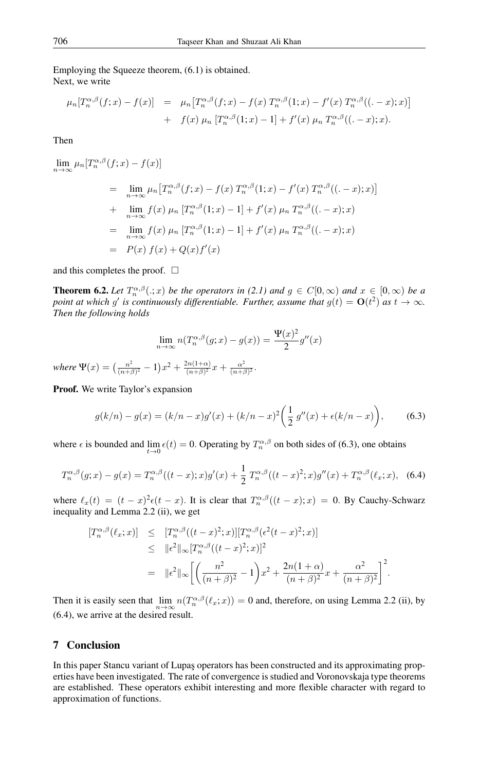Employing the Squeeze theorem, (6.1) is obtained.
Next, we write

$$
\begin{aligned}
\mu_n[T_n^{\alpha,\beta}(f;x) - f(x)] &= \mu_n\big[T_n^{\alpha,\beta}(f;x) - f(x)\,T_n^{\alpha,\beta}(1;x) - f'(x)\,T_n^{\alpha,\beta}((.-x);x)\big] \\
&\quad + \; f(x)\,\mu_n\,[T_n^{\alpha,\beta}(1;x) - 1] + f'(x)\,\mu_n\,T_n^{\alpha,\beta}((.-x);x).
\end{aligned}
$$

Then

$$
\begin{aligned}
&\lim_{n\to\infty} \mu_n[T_n^{\alpha,\beta}(f;x) - f(x)] \\
&= \lim_{n\to\infty} \mu_n\big[T_n^{\alpha,\beta}(f;x) - f(x)\,T_n^{\alpha,\beta}(1;x) - f'(x)\,T_n^{\alpha,\beta}((.-x);x)\big] \\
&+ \lim_{n\to\infty} f(x)\,\mu_n\,[T_n^{\alpha,\beta}(1;x) - 1] + f'(x)\,\mu_n\,T_n^{\alpha,\beta}((.-x);x) \\
&= \lim_{n\to\infty} f(x)\,\mu_n\,[T_n^{\alpha,\beta}(1;x) - 1] + f'(x)\,\mu_n\,T_n^{\alpha,\beta}((.-x);x) \\
&= P(x)\,f(x) + Q(x)f'(x)
\end{aligned}
$$

and this completes the proof. $\square$

**Theorem 6.2.** *Let $T_n^{\alpha,\beta}(.;x)$ be the operators in (2.1) and $g \in C[0,\infty)$ and $x \in [0,\infty)$ be a point at which $g'$ is continuously differentiable. Further, assume that $g(t) = \mathbf{O}(t^2)$ as $t \to \infty$. Then the following holds*

$$
\lim_{n\to\infty} n(T_n^{\alpha,\beta}(g;x) - g(x)) = \frac{\Psi(x)^2}{2}g''(x)
$$

*where $\Psi(x) = \big(\frac{n^2}{(n+\beta)^2} - 1\big)x^2 + \frac{2n(1+\alpha)}{(n+\beta)^2}x + \frac{\alpha^2}{(n+\beta)^2}$.*

**Proof.** We write Taylor's expansion

$$
g(k/n) - g(x) = (k/n - x)g'(x) + (k/n - x)^2\bigg(\frac{1}{2}\,g''(x) + \epsilon(k/n - x)\bigg), \tag{6.3}
$$

where $\epsilon$ is bounded and $\lim_{t\to 0}\epsilon(t) = 0$. Operating by $T_n^{\alpha,\beta}$ on both sides of (6.3), one obtains

$$
T_n^{\alpha,\beta}(g;x) - g(x) = T_n^{\alpha,\beta}((t-x);x)g'(x) + \frac{1}{2}\,T_n^{\alpha,\beta}((t-x)^2;x)g''(x) + T_n^{\alpha,\beta}(\ell_x;x), \tag{6.4}
$$

where $\ell_x(t) = (t-x)^2\epsilon(t-x)$. It is clear that $T_n^{\alpha,\beta}((t-x);x) = 0$. By Cauchy-Schwarz inequality and Lemma 2.2 (ii), we get

$$
\begin{aligned}
[T_n^{\alpha,\beta}(\ell_x;x)] &\le [T_n^{\alpha,\beta}((t-x)^2;x)][T_n^{\alpha,\beta}(\epsilon^2(t-x)^2;x)] \\
&\le \|\epsilon^2\|_\infty [T_n^{\alpha,\beta}((t-x)^2;x)]^2 \\
&= \|\epsilon^2\|_\infty \bigg[\bigg(\frac{n^2}{(n+\beta)^2} - 1\bigg)x^2 + \frac{2n(1+\alpha)}{(n+\beta)^2}x + \frac{\alpha^2}{(n+\beta)^2}\bigg]^2.
\end{aligned}
$$

Then it is easily seen that $\lim_{n\to\infty} n(T_n^{\alpha,\beta}(\ell_x;x)) = 0$ and, therefore, on using Lemma 2.2 (ii), by (6.4), we arrive at the desired result.

## 7 Conclusion

In this paper Stancu variant of Lupaş operators has been constructed and its approximating properties have been investigated. The rate of convergence is studied and Voronovskaja type theorems are established. These operators exhibit interesting and more flexible character with regard to approximation of functions.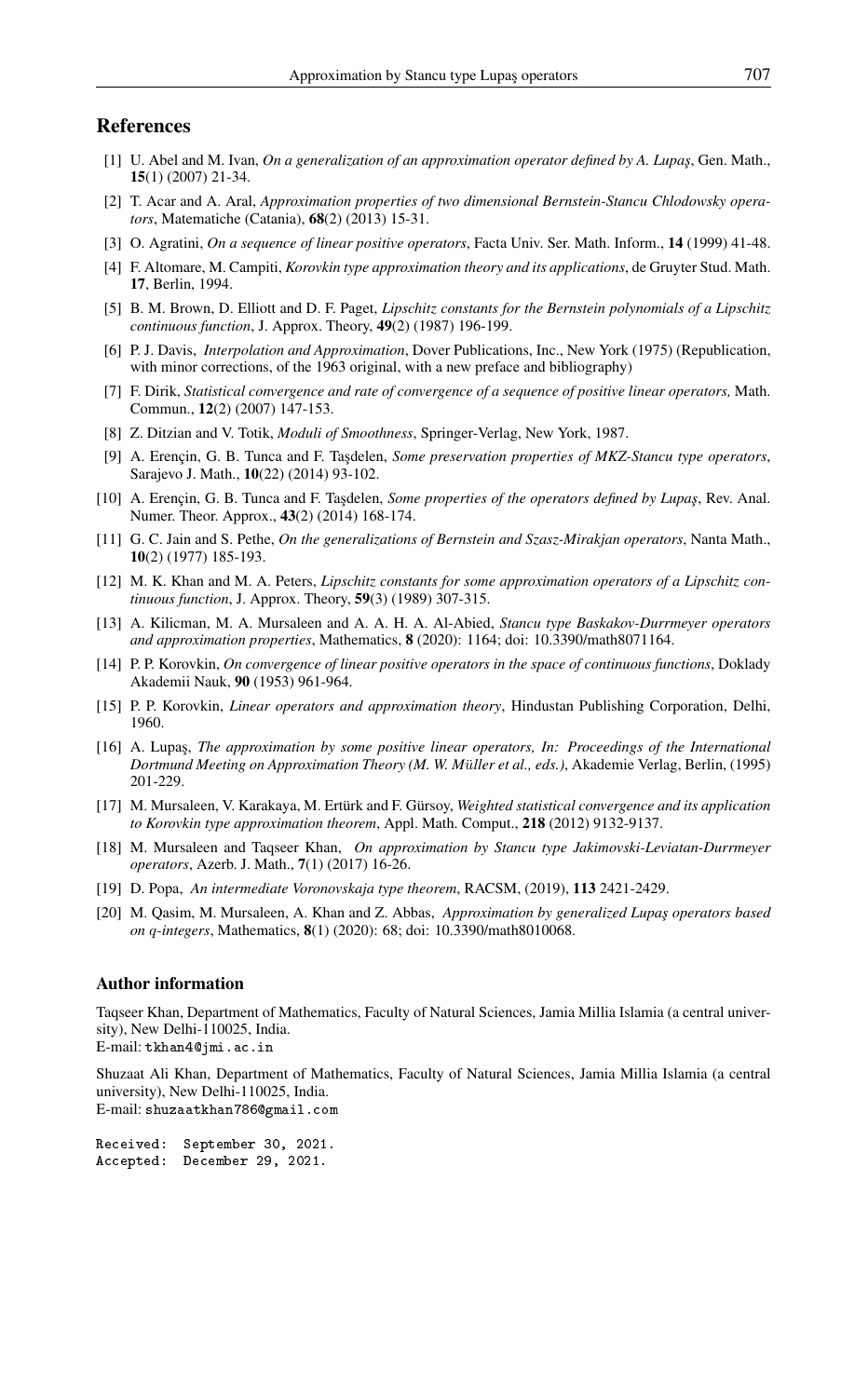## References

[1] U. Abel and M. Ivan, *On a generalization of an approximation operator defined by A. Lupaş*, Gen. Math., **15**(1) (2007) 21-34.

[2] T. Acar and A. Aral, *Approximation properties of two dimensional Bernstein-Stancu Chlodowsky operators*, Matematiche (Catania), **68**(2) (2013) 15-31.

[3] O. Agratini, *On a sequence of linear positive operators*, Facta Univ. Ser. Math. Inform., **14** (1999) 41-48.

[4] F. Altomare, M. Campiti, *Korovkin type approximation theory and its applications*, de Gruyter Stud. Math. **17**, Berlin, 1994.

[5] B. M. Brown, D. Elliott and D. F. Paget, *Lipschitz constants for the Bernstein polynomials of a Lipschitz continuous function*, J. Approx. Theory, **49**(2) (1987) 196-199.

[6] P. J. Davis, *Interpolation and Approximation*, Dover Publications, Inc., New York (1975) (Republication, with minor corrections, of the 1963 original, with a new preface and bibliography)

[7] F. Dirik, *Statistical convergence and rate of convergence of a sequence of positive linear operators,* Math. Commun., **12**(2) (2007) 147-153.

[8] Z. Ditzian and V. Totik, *Moduli of Smoothness*, Springer-Verlag, New York, 1987.

[9] A. Erençin, G. B. Tunca and F. Taşdelen, *Some preservation properties of MKZ-Stancu type operators*, Sarajevo J. Math., **10**(22) (2014) 93-102.

[10] A. Erençin, G. B. Tunca and F. Taşdelen, *Some properties of the operators defined by Lupaş*, Rev. Anal. Numer. Theor. Approx., **43**(2) (2014) 168-174.

[11] G. C. Jain and S. Pethe, *On the generalizations of Bernstein and Szasz-Mirakjan operators*, Nanta Math., **10**(2) (1977) 185-193.

[12] M. K. Khan and M. A. Peters, *Lipschitz constants for some approximation operators of a Lipschitz continuous function*, J. Approx. Theory, **59**(3) (1989) 307-315.

[13] A. Kilicman, M. A. Mursaleen and A. A. H. A. Al-Abied, *Stancu type Baskakov-Durrmeyer operators and approximation properties*, Mathematics, **8** (2020): 1164; doi: 10.3390/math8071164.

[14] P. P. Korovkin, *On convergence of linear positive operators in the space of continuous functions*, Doklady Akademii Nauk, **90** (1953) 961-964.

[15] P. P. Korovkin, *Linear operators and approximation theory*, Hindustan Publishing Corporation, Delhi, 1960.

[16] A. Lupaş, *The approximation by some positive linear operators, In: Proceedings of the International Dortmund Meeting on Approximation Theory (M. W. Müller et al., eds.)*, Akademie Verlag, Berlin, (1995) 201-229.

[17] M. Mursaleen, V. Karakaya, M. Ertürk and F. Gürsoy, *Weighted statistical convergence and its application to Korovkin type approximation theorem*, Appl. Math. Comput., **218** (2012) 9132-9137.

[18] M. Mursaleen and Taqseer Khan, *On approximation by Stancu type Jakimovski-Leviatan-Durrmeyer operators*, Azerb. J. Math., **7**(1) (2017) 16-26.

[19] D. Popa, *An intermediate Voronovskaja type theorem*, RACSM, (2019), **113** 2421-2429.

[20] M. Qasim, M. Mursaleen, A. Khan and Z. Abbas, *Approximation by generalized Lupaş operators based on q-integers*, Mathematics, **8**(1) (2020): 68; doi: 10.3390/math8010068.

### Author information

Taqseer Khan, Department of Mathematics, Faculty of Natural Sciences, Jamia Millia Islamia (a central university), New Delhi-110025, India.
E-mail: tkhan4@jmi.ac.in

Shuzaat Ali Khan, Department of Mathematics, Faculty of Natural Sciences, Jamia Millia Islamia (a central university), New Delhi-110025, India.
E-mail: shuzaatkhan786@gmail.com

Received: September 30, 2021.
Accepted: December 29, 2021.